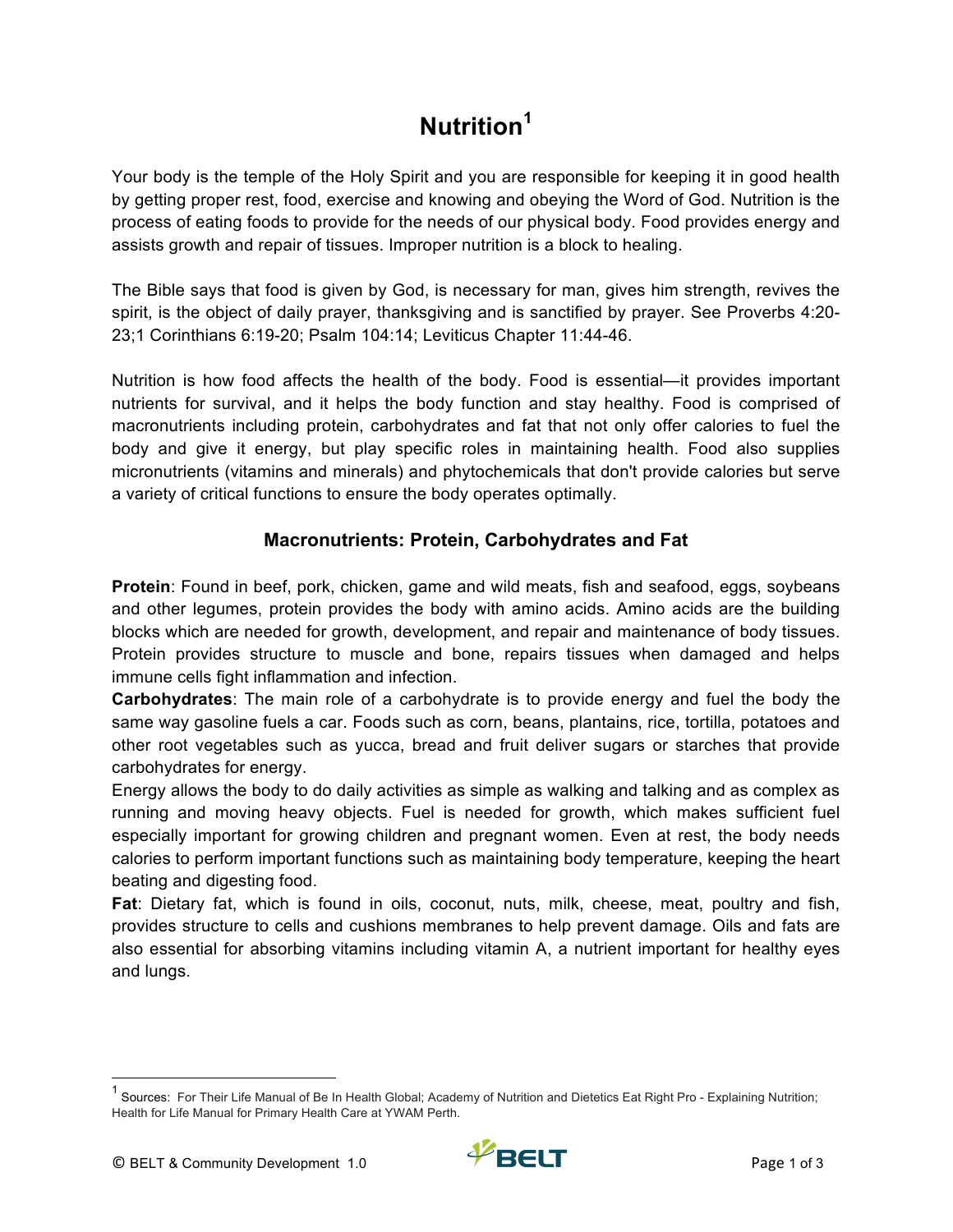# Nutrition[1]

Your body is the temple of the Holy Spirit and you are responsible for keeping it in good health by getting proper rest, food, exercise and knowing and obeying the Word of God. Nutrition is the process of eating foods to provide for the needs of our physical body. Food provides energy and assists growth and repair of tissues. Improper nutrition is a block to healing.

The Bible says that food is given by God, is necessary for man, gives him strength, revives the spirit, is the object of daily prayer, thanksgiving and is sanctified by prayer. See Proverbs 4:20-23;1 Corinthians 6:19-20; Psalm 104:14; Leviticus Chapter 11:44-46.

Nutrition is how food affects the health of the body. Food is essential—it provides important nutrients for survival, and it helps the body function and stay healthy. Food is comprised of macronutrients including protein, carbohydrates and fat that not only offer calories to fuel the body and give it energy, but play specific roles in maintaining health. Food also supplies micronutrients (vitamins and minerals) and phytochemicals that don't provide calories but serve a variety of critical functions to ensure the body operates optimally.

## Macronutrients: Protein, Carbohydrates and Fat

**Protein**: Found in beef, pork, chicken, game and wild meats, fish and seafood, eggs, soybeans and other legumes, protein provides the body with amino acids. Amino acids are the building blocks which are needed for growth, development, and repair and maintenance of body tissues. Protein provides structure to muscle and bone, repairs tissues when damaged and helps immune cells fight inflammation and infection.

**Carbohydrates**: The main role of a carbohydrate is to provide energy and fuel the body the same way gasoline fuels a car. Foods such as corn, beans, plantains, rice, tortilla, potatoes and other root vegetables such as yucca, bread and fruit deliver sugars or starches that provide carbohydrates for energy.

Energy allows the body to do daily activities as simple as walking and talking and as complex as running and moving heavy objects. Fuel is needed for growth, which makes sufficient fuel especially important for growing children and pregnant women. Even at rest, the body needs calories to perform important functions such as maintaining body temperature, keeping the heart beating and digesting food.

**Fat**: Dietary fat, which is found in oils, coconut, nuts, milk, cheese, meat, poultry and fish, provides structure to cells and cushions membranes to help prevent damage. Oils and fats are also essential for absorbing vitamins including vitamin A, a nutrient important for healthy eyes and lungs.

---

[1] Sources: For Their Life Manual of Be In Health Global; Academy of Nutrition and Dietetics Eat Right Pro - Explaining Nutrition; Health for Life Manual for Primary Health Care at YWAM Perth.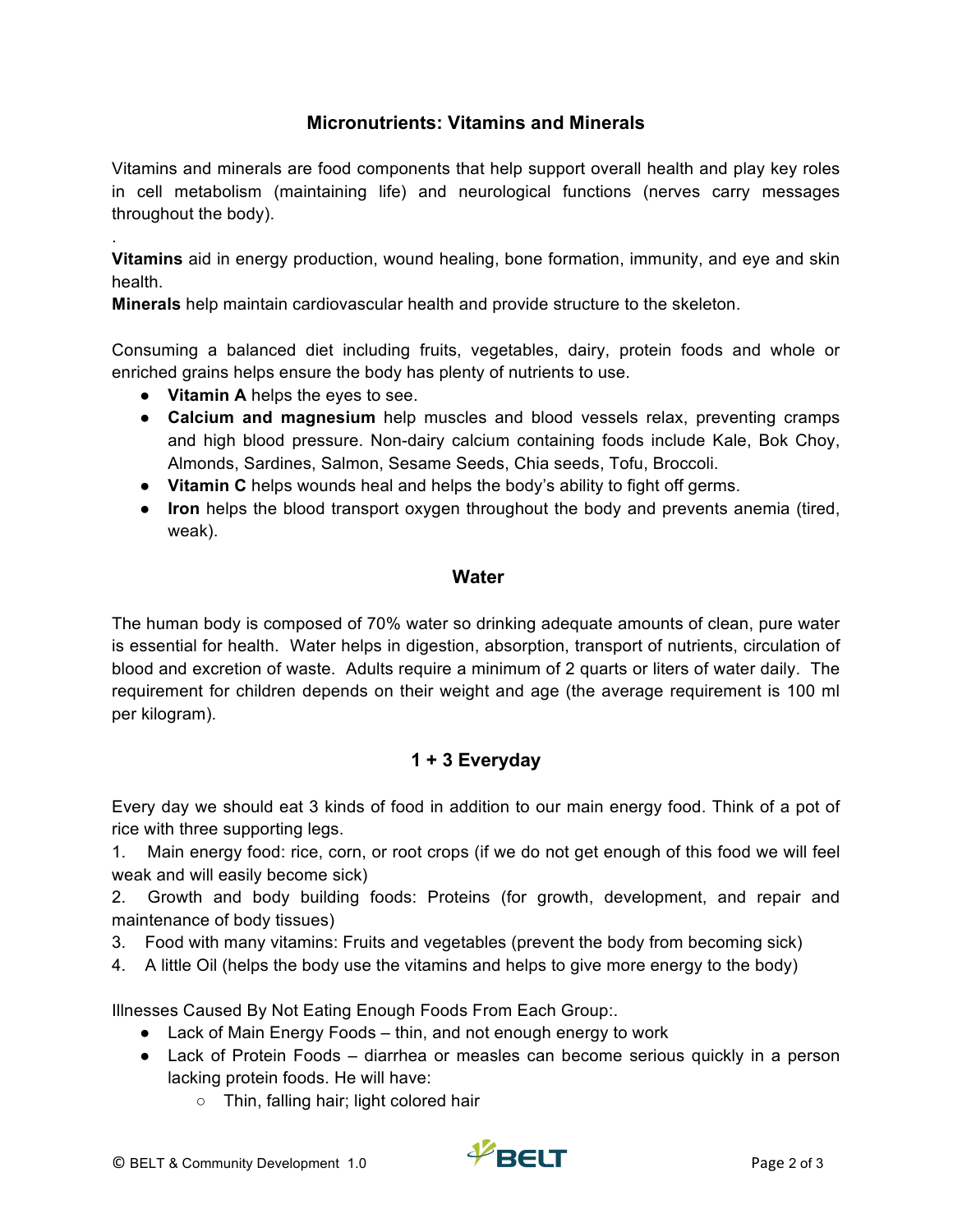## Micronutrients: Vitamins and Minerals

Vitamins and minerals are food components that help support overall health and play key roles in cell metabolism (maintaining life) and neurological functions (nerves carry messages throughout the body).

.

**Vitamins** aid in energy production, wound healing, bone formation, immunity, and eye and skin health.

**Minerals** help maintain cardiovascular health and provide structure to the skeleton.

Consuming a balanced diet including fruits, vegetables, dairy, protein foods and whole or enriched grains helps ensure the body has plenty of nutrients to use.

- **Vitamin A** helps the eyes to see.
- **Calcium and magnesium** help muscles and blood vessels relax, preventing cramps and high blood pressure. Non-dairy calcium containing foods include Kale, Bok Choy, Almonds, Sardines, Salmon, Sesame Seeds, Chia seeds, Tofu, Broccoli.
- **Vitamin C** helps wounds heal and helps the body's ability to fight off germs.
- **Iron** helps the blood transport oxygen throughout the body and prevents anemia (tired, weak).

## Water

The human body is composed of 70% water so drinking adequate amounts of clean, pure water is essential for health. Water helps in digestion, absorption, transport of nutrients, circulation of blood and excretion of waste. Adults require a minimum of 2 quarts or liters of water daily. The requirement for children depends on their weight and age (the average requirement is 100 ml per kilogram).

## 1 + 3 Everyday

Every day we should eat 3 kinds of food in addition to our main energy food. Think of a pot of rice with three supporting legs.

1. Main energy food: rice, corn, or root crops (if we do not get enough of this food we will feel weak and will easily become sick)
2. Growth and body building foods: Proteins (for growth, development, and repair and maintenance of body tissues)
3. Food with many vitamins: Fruits and vegetables (prevent the body from becoming sick)
4. A little Oil (helps the body use the vitamins and helps to give more energy to the body)

Illnesses Caused By Not Eating Enough Foods From Each Group:.

- Lack of Main Energy Foods – thin, and not enough energy to work
- Lack of Protein Foods – diarrhea or measles can become serious quickly in a person lacking protein foods. He will have:
  - Thin, falling hair; light colored hair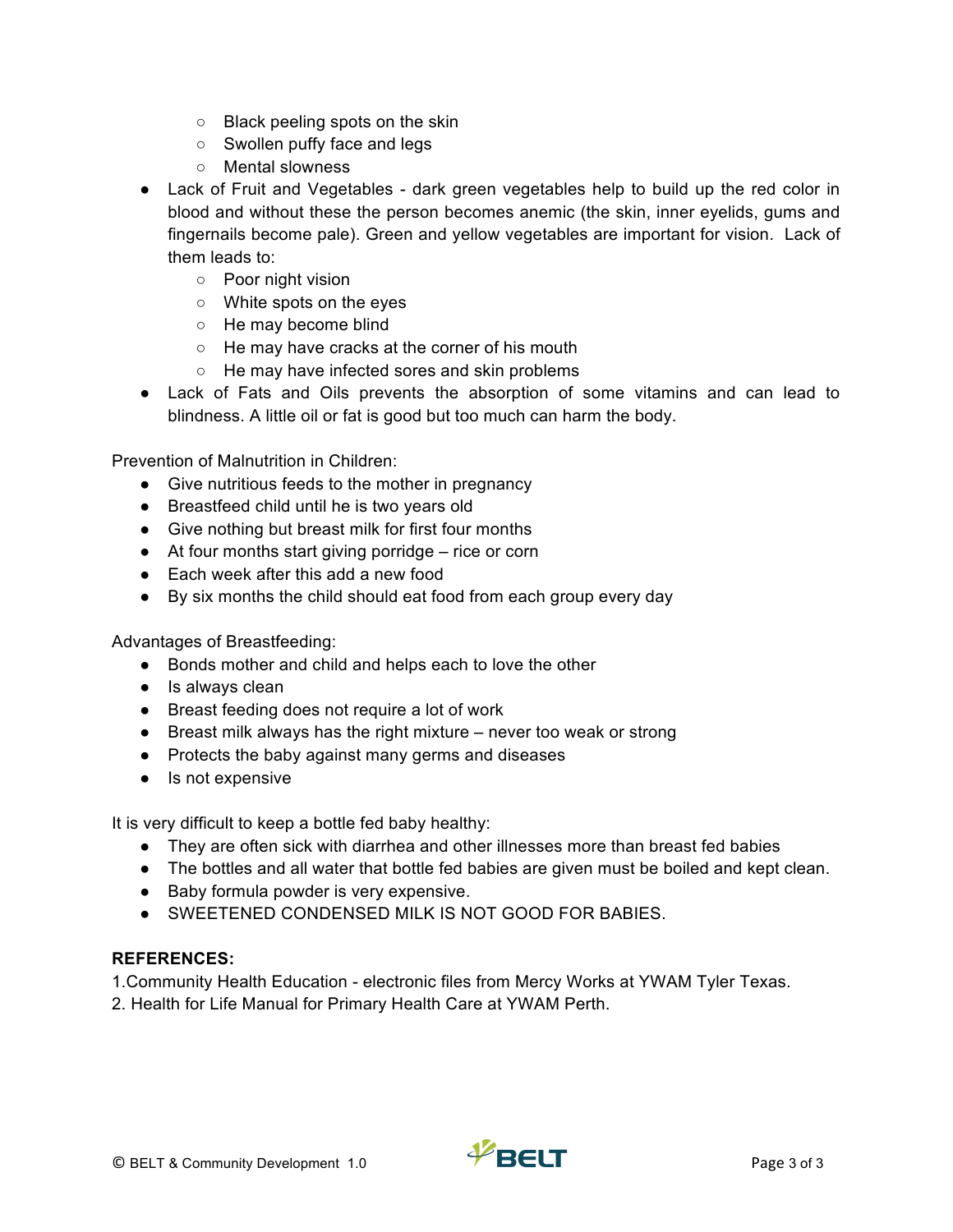- Black peeling spots on the skin
  - Swollen puffy face and legs
  - Mental slowness
- Lack of Fruit and Vegetables - dark green vegetables help to build up the red color in blood and without these the person becomes anemic (the skin, inner eyelids, gums and fingernails become pale). Green and yellow vegetables are important for vision. Lack of them leads to:
  - Poor night vision
  - White spots on the eyes
  - He may become blind
  - He may have cracks at the corner of his mouth
  - He may have infected sores and skin problems
- Lack of Fats and Oils prevents the absorption of some vitamins and can lead to blindness. A little oil or fat is good but too much can harm the body.

Prevention of Malnutrition in Children:

- Give nutritious feeds to the mother in pregnancy
- Breastfeed child until he is two years old
- Give nothing but breast milk for first four months
- At four months start giving porridge – rice or corn
- Each week after this add a new food
- By six months the child should eat food from each group every day

Advantages of Breastfeeding:

- Bonds mother and child and helps each to love the other
- Is always clean
- Breast feeding does not require a lot of work
- Breast milk always has the right mixture – never too weak or strong
- Protects the baby against many germs and diseases
- Is not expensive

It is very difficult to keep a bottle fed baby healthy:

- They are often sick with diarrhea and other illnesses more than breast fed babies
- The bottles and all water that bottle fed babies are given must be boiled and kept clean.
- Baby formula powder is very expensive.
- SWEETENED CONDENSED MILK IS NOT GOOD FOR BABIES.

**REFERENCES:**

1.Community Health Education - electronic files from Mercy Works at YWAM Tyler Texas.

2. Health for Life Manual for Primary Health Care at YWAM Perth.

© BELT & Community Development 1.0